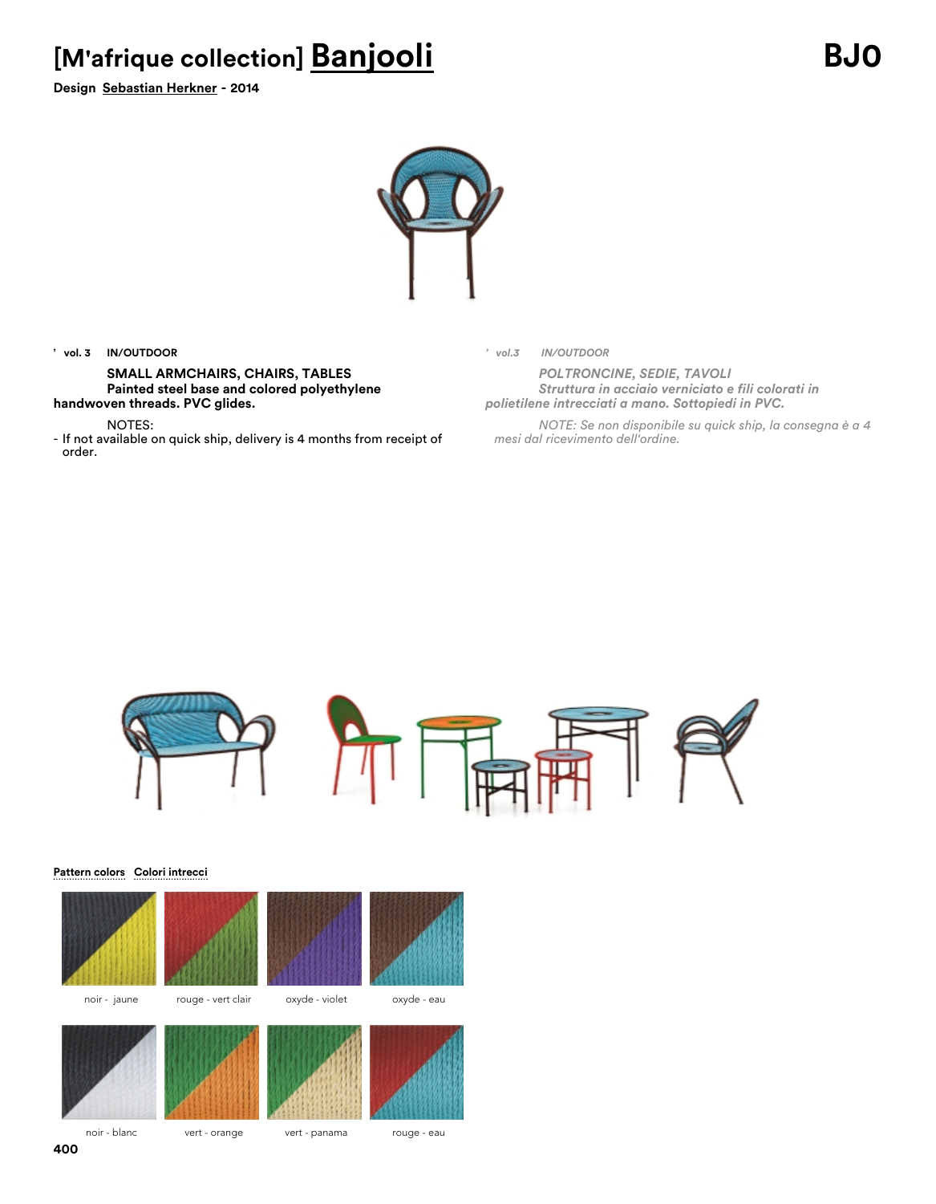# [M'afrique collection] Banjooli

BJO

**Design Sebastian Herkner - 2014**

’ **vol. 3 IN/OUTDOOR**

**SMALL ARMCHAIRS, CHAIRS, TABLES**
**Painted steel base and colored polyethylene handwoven threads. PVC glides.**

NOTES:
- If not available on quick ship, delivery is 4 months from receipt of order.

’ *vol.3 IN/OUTDOOR*

***POLTRONCINE, SEDIE, TAVOLI***
***Struttura in acciaio verniciato e fili colorati in polietilene intrecciati a mano. Sottopiedi in PVC.***

*NOTE: Se non disponibile su quick ship, la consegna è a 4 mesi dal ricevimento dell'ordine.*

**Pattern colors** **Colori intrecci**

noir - jaune

rouge - vert clair

oxyde - violet

oxyde - eau

noir - blanc

vert - orange

vert - panama

rouge - eau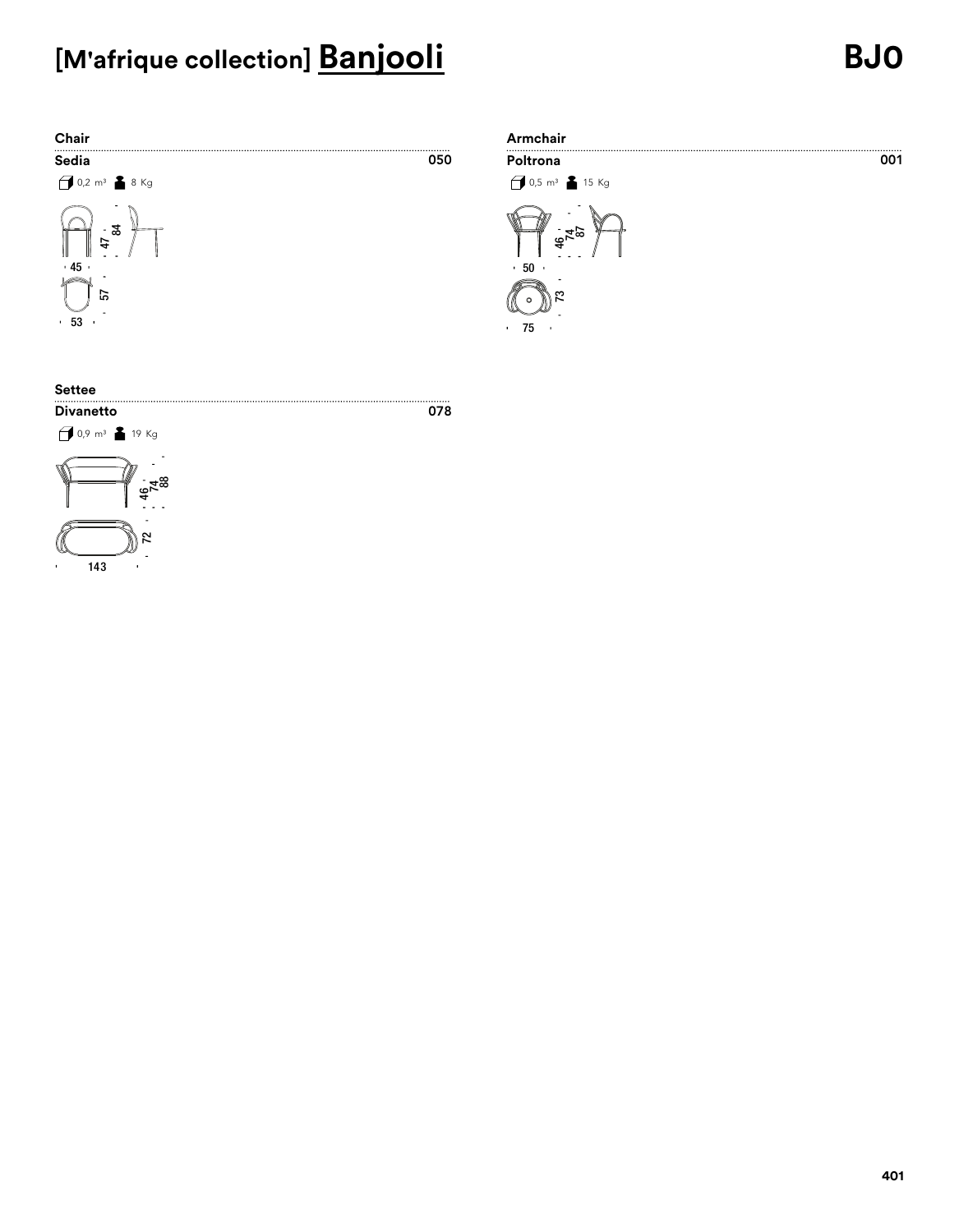# [M'afrique collection] Banjooli

BJO

**Chair**

**Sedia** 050

0,2 m³ 8 Kg

45 · 47 · 84 · 53 · 57

**Armchair**

**Poltrona** 001

0,5 m³ 15 Kg

50 · 46 · 74 · 87 · 75 · 73

**Settee**

**Divanetto** 078

0,9 m³ 19 Kg

46 · 74 · 88 · 143 · 72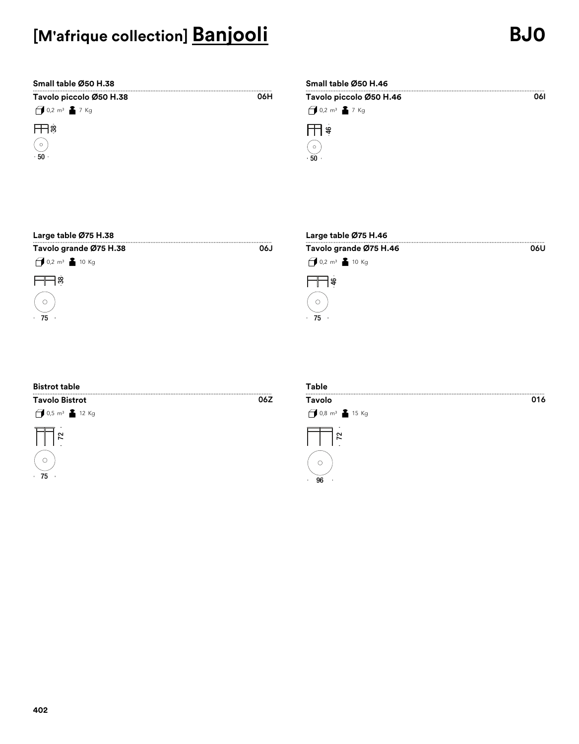# [M'afrique collection] Banjooli

**BJO**

**Small table Ø50 H.38**

**Tavolo piccolo Ø50 H.38** 06H

0,2 m³ 7 Kg

38

50

**Small table Ø50 H.46**

**Tavolo piccolo Ø50 H.46** 06I

0,2 m³ 7 Kg

46

50

**Large table Ø75 H.38**

**Tavolo grande Ø75 H.38** 06J

0,2 m³ 10 Kg

38

75

**Large table Ø75 H.46**

**Tavolo grande Ø75 H.46** 06U

0,2 m³ 10 Kg

46

75

**Bistrot table**

**Tavolo Bistrot** 06Z

0,5 m³ 12 Kg

72

75

**Table**

**Tavolo** 016

0,8 m³ 15 Kg

72

96